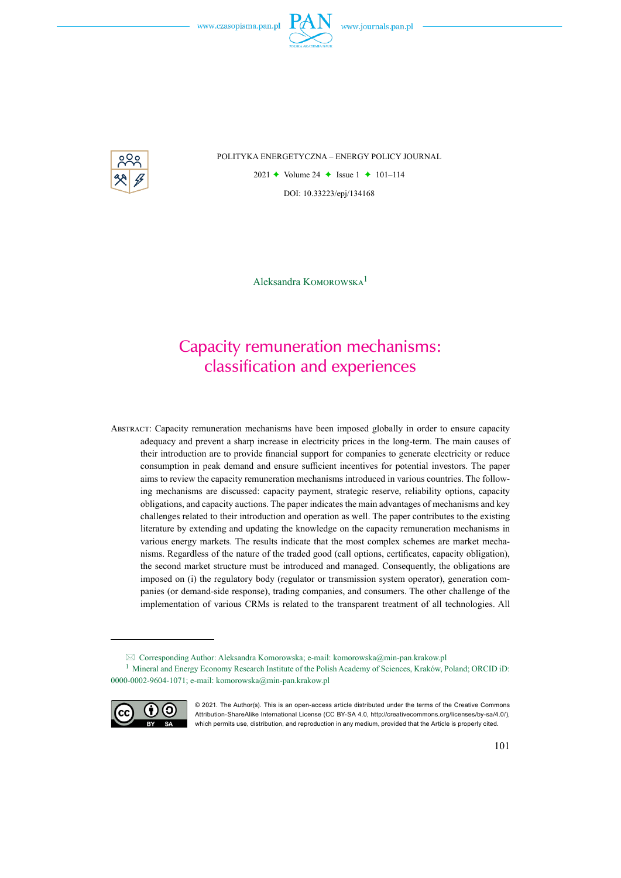POLITYKA ENERGETYCZNA – ENERGY POLICY JOURNAL

DOI: 10.33223/epj/134168

Aleksandra Komorowska[1]

# Capacity remuneration mechanisms: classification and experiences

Abstract: Capacity remuneration mechanisms have been imposed globally in order to ensure capacity adequacy and prevent a sharp increase in electricity prices in the long-term. The main causes of their introduction are to provide financial support for companies to generate electricity or reduce consumption in peak demand and ensure sufficient incentives for potential investors. The paper aims to review the capacity remuneration mechanisms introduced in various countries. The following mechanisms are discussed: capacity payment, strategic reserve, reliability options, capacity obligations, and capacity auctions. The paper indicates the main advantages of mechanisms and key challenges related to their introduction and operation as well. The paper contributes to the existing literature by extending and updating the knowledge on the capacity remuneration mechanisms in various energy markets. The results indicate that the most complex schemes are market mechanisms. Regardless of the nature of the traded good (call options, certificates, capacity obligation), the second market structure must be introduced and managed. Consequently, the obligations are imposed on (i) the regulatory body (regulator or transmission system operator), generation companies (or demand-side response), trading companies, and consumers. The other challenge of the implementation of various CRMs is related to the transparent treatment of all technologies. All

---

✉ Corresponding Author: Aleksandra Komorowska; e-mail: komorowska@min-pan.krakow.pl

[1] Mineral and Energy Economy Research Institute of the Polish Academy of Sciences, Kraków, Poland; ORCID iD: 0000-0002-9604-1071; e-mail: komorowska@min-pan.krakow.pl

© 2021. The Author(s). This is an open-access article distributed under the terms of the Creative Commons Attribution-ShareAlike International License (CC BY-SA 4.0, http://creativecommons.org/licenses/by-sa/4.0/), which permits use, distribution, and reproduction in any medium, provided that the Article is properly cited.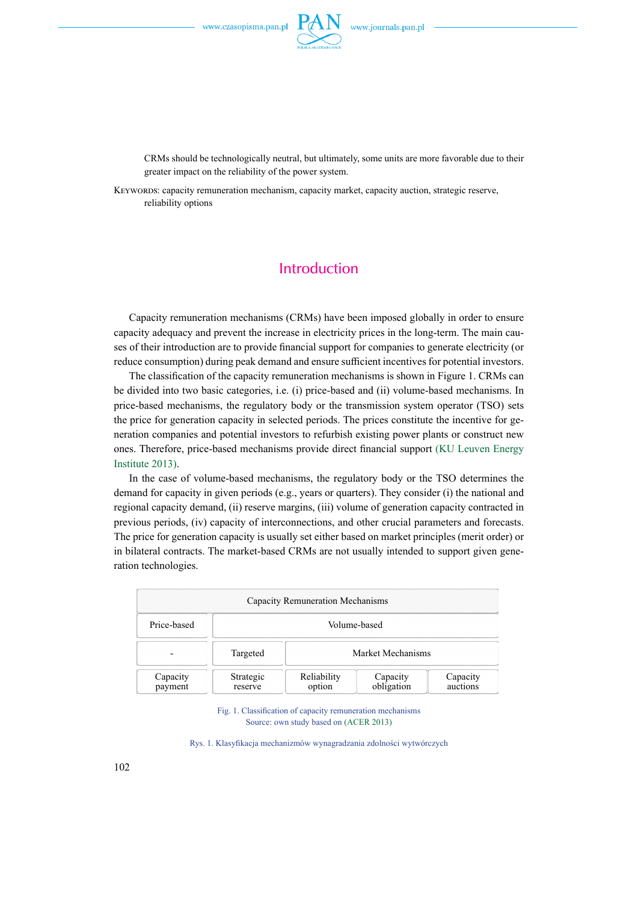CRMs should be technologically neutral, but ultimately, some units are more favorable due to their greater impact on the reliability of the power system.

KEYWORDS: capacity remuneration mechanism, capacity market, capacity auction, strategic reserve, reliability options

## Introduction

Capacity remuneration mechanisms (CRMs) have been imposed globally in order to ensure capacity adequacy and prevent the increase in electricity prices in the long-term. The main causes of their introduction are to provide financial support for companies to generate electricity (or reduce consumption) during peak demand and ensure sufficient incentives for potential investors.

The classification of the capacity remuneration mechanisms is shown in Figure 1. CRMs can be divided into two basic categories, i.e. (i) price-based and (ii) volume-based mechanisms. In price-based mechanisms, the regulatory body or the transmission system operator (TSO) sets the price for generation capacity in selected periods. The prices constitute the incentive for generation companies and potential investors to refurbish existing power plants or construct new ones. Therefore, price-based mechanisms provide direct financial support (KU Leuven Energy Institute 2013).

In the case of volume-based mechanisms, the regulatory body or the TSO determines the demand for capacity in given periods (e.g., years or quarters). They consider (i) the national and regional capacity demand, (ii) reserve margins, (iii) volume of generation capacity contracted in previous periods, (iv) capacity of interconnections, and other crucial parameters and forecasts. The price for generation capacity is usually set either based on market principles (merit order) or in bilateral contracts. The market-based CRMs are not usually intended to support given generation technologies.

| Capacity Remuneration Mechanisms | | | | |
|---|---|---|---|---|
| Price-based | Volume-based | | | |
| - | Targeted | Market Mechanisms | | |
| Capacity payment | Strategic reserve | Reliability option | Capacity obligation | Capacity auctions |

Fig. 1. Classification of capacity remuneration mechanisms
Source: own study based on (ACER 2013)

Rys. 1. Klasyfikacja mechanizmów wynagradzania zdolności wytwórczych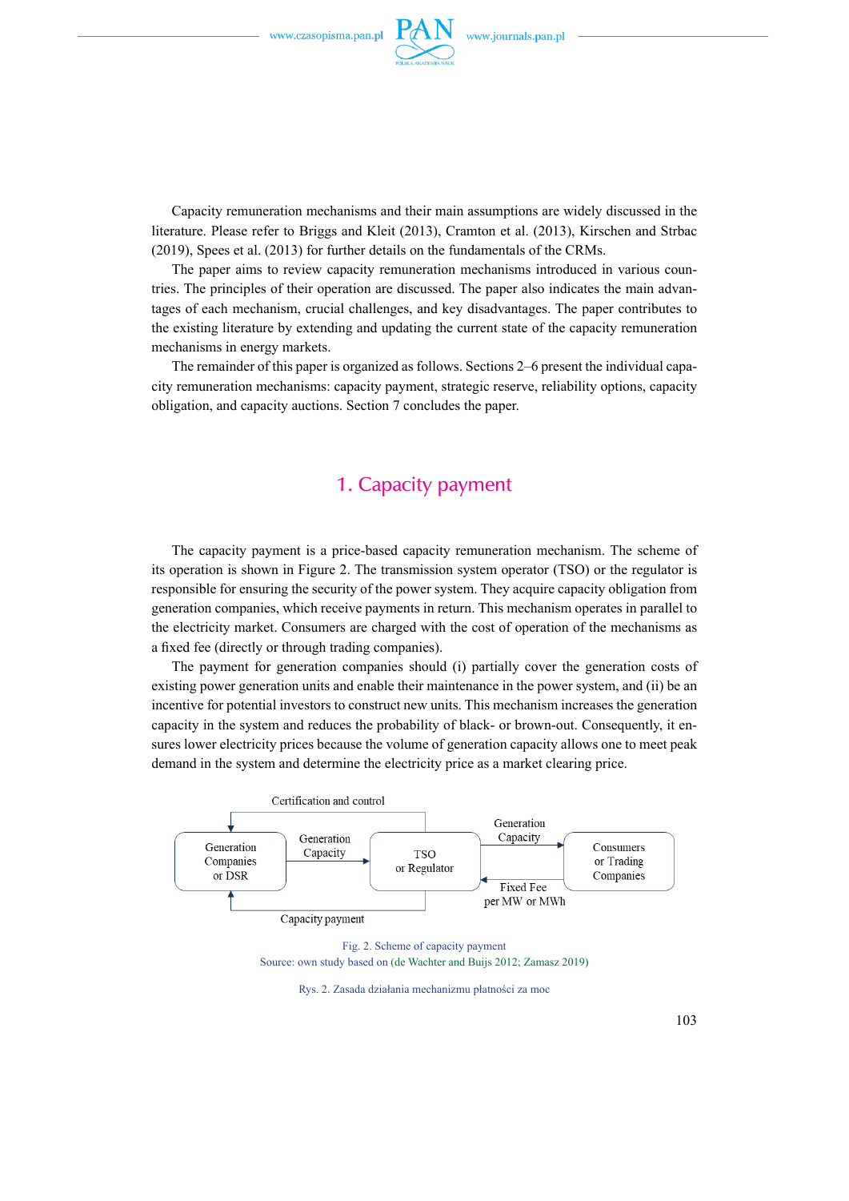Capacity remuneration mechanisms and their main assumptions are widely discussed in the literature. Please refer to Briggs and Kleit (2013), Cramton et al. (2013), Kirschen and Strbac (2019), Spees et al. (2013) for further details on the fundamentals of the CRMs.

The paper aims to review capacity remuneration mechanisms introduced in various countries. The principles of their operation are discussed. The paper also indicates the main advantages of each mechanism, crucial challenges, and key disadvantages. The paper contributes to the existing literature by extending and updating the current state of the capacity remuneration mechanisms in energy markets.

The remainder of this paper is organized as follows. Sections 2–6 present the individual capacity remuneration mechanisms: capacity payment, strategic reserve, reliability options, capacity obligation, and capacity auctions. Section 7 concludes the paper.

## 1. Capacity payment

The capacity payment is a price-based capacity remuneration mechanism. The scheme of its operation is shown in Figure 2. The transmission system operator (TSO) or the regulator is responsible for ensuring the security of the power system. They acquire capacity obligation from generation companies, which receive payments in return. This mechanism operates in parallel to the electricity market. Consumers are charged with the cost of operation of the mechanisms as a fixed fee (directly or through trading companies).

The payment for generation companies should (i) partially cover the generation costs of existing power generation units and enable their maintenance in the power system, and (ii) be an incentive for potential investors to construct new units. This mechanism increases the generation capacity in the system and reduces the probability of black- or brown-out. Consequently, it ensures lower electricity prices because the volume of generation capacity allows one to meet peak demand in the system and determine the electricity price as a market clearing price.

Certification and control

Generation Companies or DSR → Generation Capacity → TSO or Regulator → Generation Capacity → Consumers or Trading Companies

Consumers or Trading Companies → Fixed Fee per MW or MWh → TSO or Regulator

TSO or Regulator → Capacity payment → Generation Companies or DSR

Fig. 2. Scheme of capacity payment
Source: own study based on (de Wachter and Buijs 2012; Zamasz 2019)

Rys. 2. Zasada działania mechanizmu płatności za moc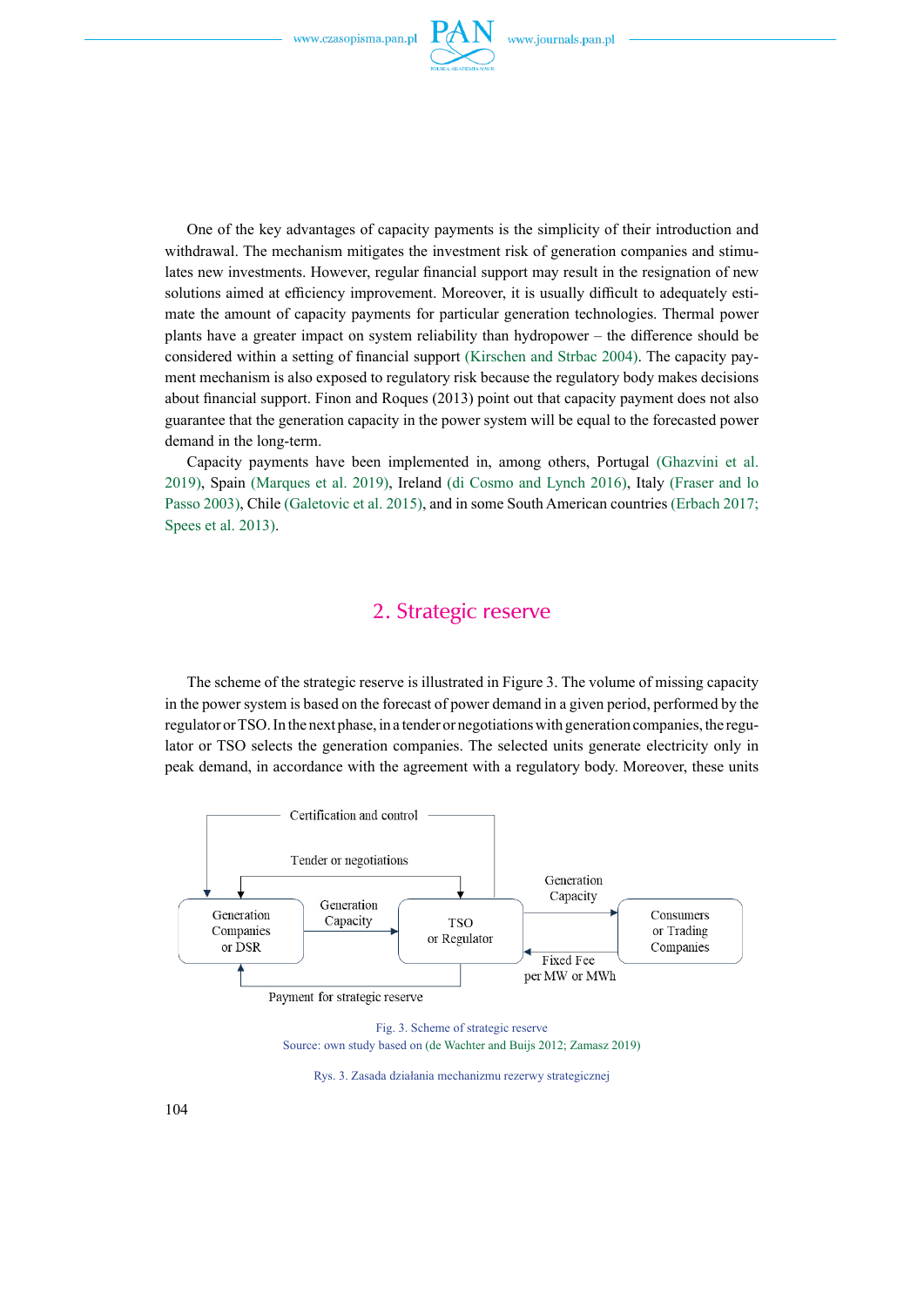One of the key advantages of capacity payments is the simplicity of their introduction and withdrawal. The mechanism mitigates the investment risk of generation companies and stimulates new investments. However, regular financial support may result in the resignation of new solutions aimed at efficiency improvement. Moreover, it is usually difficult to adequately estimate the amount of capacity payments for particular generation technologies. Thermal power plants have a greater impact on system reliability than hydropower – the difference should be considered within a setting of financial support (Kirschen and Strbac 2004). The capacity payment mechanism is also exposed to regulatory risk because the regulatory body makes decisions about financial support. Finon and Roques (2013) point out that capacity payment does not also guarantee that the generation capacity in the power system will be equal to the forecasted power demand in the long-term.

Capacity payments have been implemented in, among others, Portugal (Ghazvini et al. 2019), Spain (Marques et al. 2019), Ireland (di Cosmo and Lynch 2016), Italy (Fraser and lo Passo 2003), Chile (Galetovic et al. 2015), and in some South American countries (Erbach 2017; Spees et al. 2013).

## 2. Strategic reserve

The scheme of the strategic reserve is illustrated in Figure 3. The volume of missing capacity in the power system is based on the forecast of power demand in a given period, performed by the regulator or TSO. In the next phase, in a tender or negotiations with generation companies, the regulator or TSO selects the generation companies. The selected units generate electricity only in peak demand, in accordance with the agreement with a regulatory body. Moreover, these units

Fig. 3. Scheme of strategic reserve
Source: own study based on (de Wachter and Buijs 2012; Zamasz 2019)

Rys. 3. Zasada działania mechanizmu rezerwy strategicznej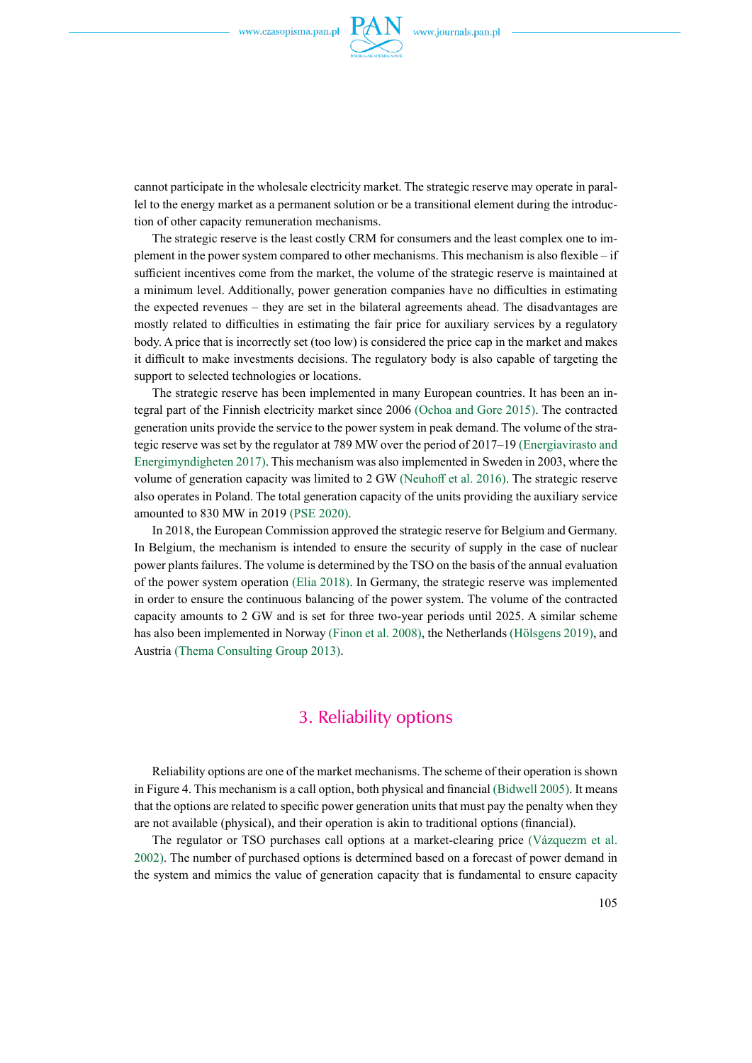cannot participate in the wholesale electricity market. The strategic reserve may operate in parallel to the energy market as a permanent solution or be a transitional element during the introduction of other capacity remuneration mechanisms.

The strategic reserve is the least costly CRM for consumers and the least complex one to implement in the power system compared to other mechanisms. This mechanism is also flexible – if sufficient incentives come from the market, the volume of the strategic reserve is maintained at a minimum level. Additionally, power generation companies have no difficulties in estimating the expected revenues – they are set in the bilateral agreements ahead. The disadvantages are mostly related to difficulties in estimating the fair price for auxiliary services by a regulatory body. A price that is incorrectly set (too low) is considered the price cap in the market and makes it difficult to make investments decisions. The regulatory body is also capable of targeting the support to selected technologies or locations.

The strategic reserve has been implemented in many European countries. It has been an integral part of the Finnish electricity market since 2006 (Ochoa and Gore 2015). The contracted generation units provide the service to the power system in peak demand. The volume of the strategic reserve was set by the regulator at 789 MW over the period of 2017–19 (Energiavirasto and Energimyndigheten 2017). This mechanism was also implemented in Sweden in 2003, where the volume of generation capacity was limited to 2 GW (Neuhoff et al. 2016). The strategic reserve also operates in Poland. The total generation capacity of the units providing the auxiliary service amounted to 830 MW in 2019 (PSE 2020).

In 2018, the European Commission approved the strategic reserve for Belgium and Germany. In Belgium, the mechanism is intended to ensure the security of supply in the case of nuclear power plants failures. The volume is determined by the TSO on the basis of the annual evaluation of the power system operation (Elia 2018). In Germany, the strategic reserve was implemented in order to ensure the continuous balancing of the power system. The volume of the contracted capacity amounts to 2 GW and is set for three two-year periods until 2025. A similar scheme has also been implemented in Norway (Finon et al. 2008), the Netherlands (Hölsgens 2019), and Austria (Thema Consulting Group 2013).

## 3. Reliability options

Reliability options are one of the market mechanisms. The scheme of their operation is shown in Figure 4. This mechanism is a call option, both physical and financial (Bidwell 2005). It means that the options are related to specific power generation units that must pay the penalty when they are not available (physical), and their operation is akin to traditional options (financial).

The regulator or TSO purchases call options at a market-clearing price (Vázquezm et al. 2002). The number of purchased options is determined based on a forecast of power demand in the system and mimics the value of generation capacity that is fundamental to ensure capacity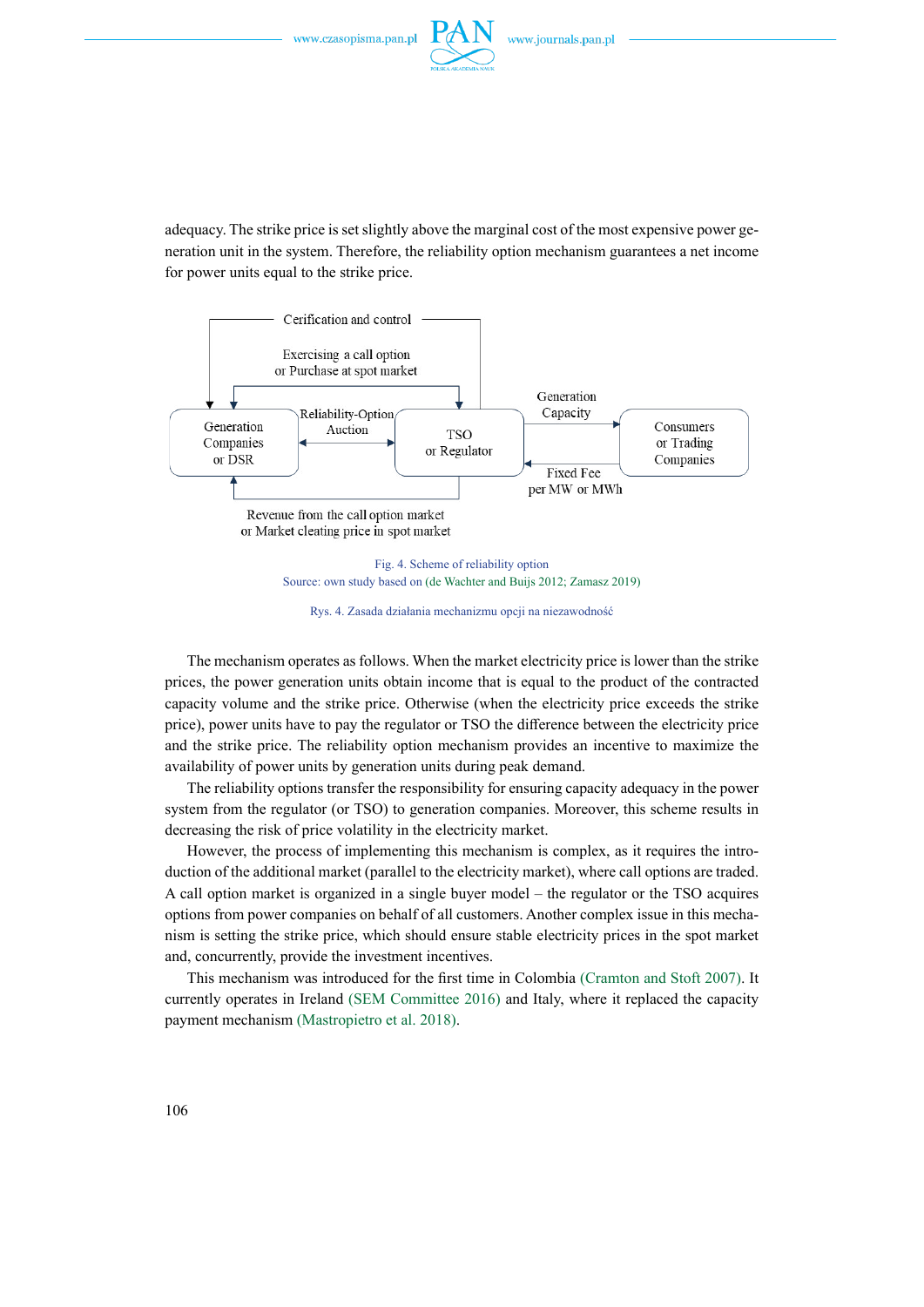adequacy. The strike price is set slightly above the marginal cost of the most expensive power generation unit in the system. Therefore, the reliability option mechanism guarantees a net income for power units equal to the strike price.

Fig. 4. Scheme of reliability option
Source: own study based on (de Wachter and Buijs 2012; Zamasz 2019)

Rys. 4. Zasada działania mechanizmu opcji na niezawodność

The mechanism operates as follows. When the market electricity price is lower than the strike prices, the power generation units obtain income that is equal to the product of the contracted capacity volume and the strike price. Otherwise (when the electricity price exceeds the strike price), power units have to pay the regulator or TSO the difference between the electricity price and the strike price. The reliability option mechanism provides an incentive to maximize the availability of power units by generation units during peak demand.

The reliability options transfer the responsibility for ensuring capacity adequacy in the power system from the regulator (or TSO) to generation companies. Moreover, this scheme results in decreasing the risk of price volatility in the electricity market.

However, the process of implementing this mechanism is complex, as it requires the introduction of the additional market (parallel to the electricity market), where call options are traded. A call option market is organized in a single buyer model – the regulator or the TSO acquires options from power companies on behalf of all customers. Another complex issue in this mechanism is setting the strike price, which should ensure stable electricity prices in the spot market and, concurrently, provide the investment incentives.

This mechanism was introduced for the first time in Colombia (Cramton and Stoft 2007). It currently operates in Ireland (SEM Committee 2016) and Italy, where it replaced the capacity payment mechanism (Mastropietro et al. 2018).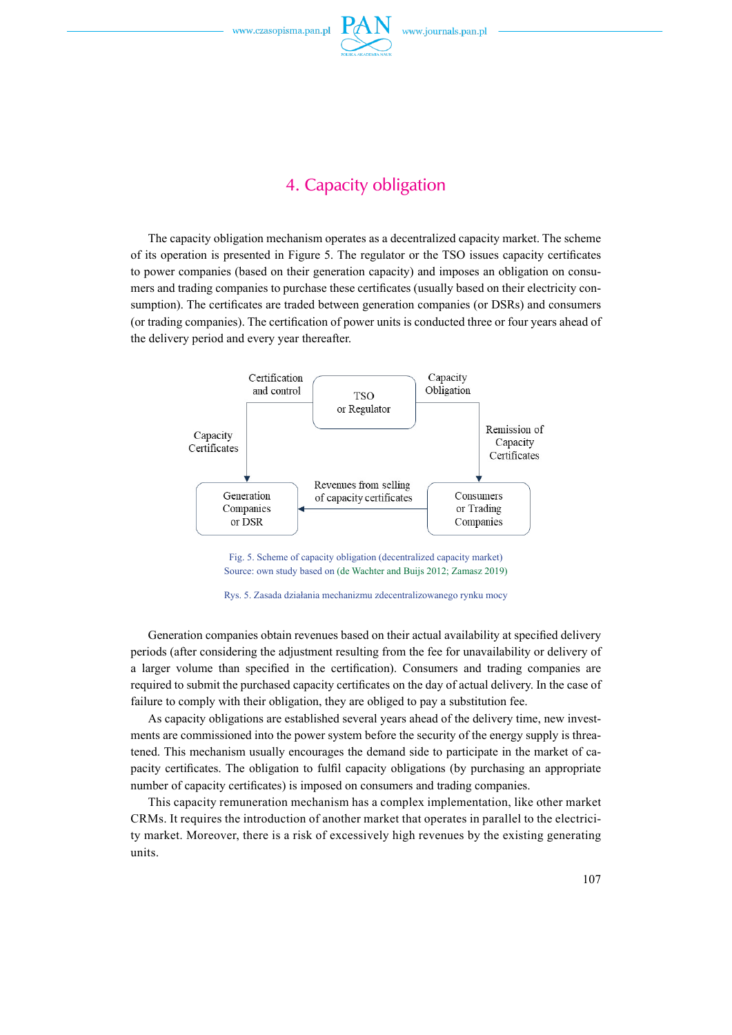## 4. Capacity obligation

The capacity obligation mechanism operates as a decentralized capacity market. The scheme of its operation is presented in Figure 5. The regulator or the TSO issues capacity certificates to power companies (based on their generation capacity) and imposes an obligation on consumers and trading companies to purchase these certificates (usually based on their electricity consumption). The certificates are traded between generation companies (or DSRs) and consumers (or trading companies). The certification of power units is conducted three or four years ahead of the delivery period and every year thereafter.

Certification and control

TSO or Regulator

Capacity Obligation

Capacity Certificates

Remission of Capacity Certificates

Revenues from selling of capacity certificates

Generation Companies or DSR

Consumers or Trading Companies

Fig. 5. Scheme of capacity obligation (decentralized capacity market)
Source: own study based on (de Wachter and Buijs 2012; Zamasz 2019)

Rys. 5. Zasada działania mechanizmu zdecentralizowanego rynku mocy

Generation companies obtain revenues based on their actual availability at specified delivery periods (after considering the adjustment resulting from the fee for unavailability or delivery of a larger volume than specified in the certification). Consumers and trading companies are required to submit the purchased capacity certificates on the day of actual delivery. In the case of failure to comply with their obligation, they are obliged to pay a substitution fee.

As capacity obligations are established several years ahead of the delivery time, new investments are commissioned into the power system before the security of the energy supply is threatened. This mechanism usually encourages the demand side to participate in the market of capacity certificates. The obligation to fulfil capacity obligations (by purchasing an appropriate number of capacity certificates) is imposed on consumers and trading companies.

This capacity remuneration mechanism has a complex implementation, like other market CRMs. It requires the introduction of another market that operates in parallel to the electricity market. Moreover, there is a risk of excessively high revenues by the existing generating units.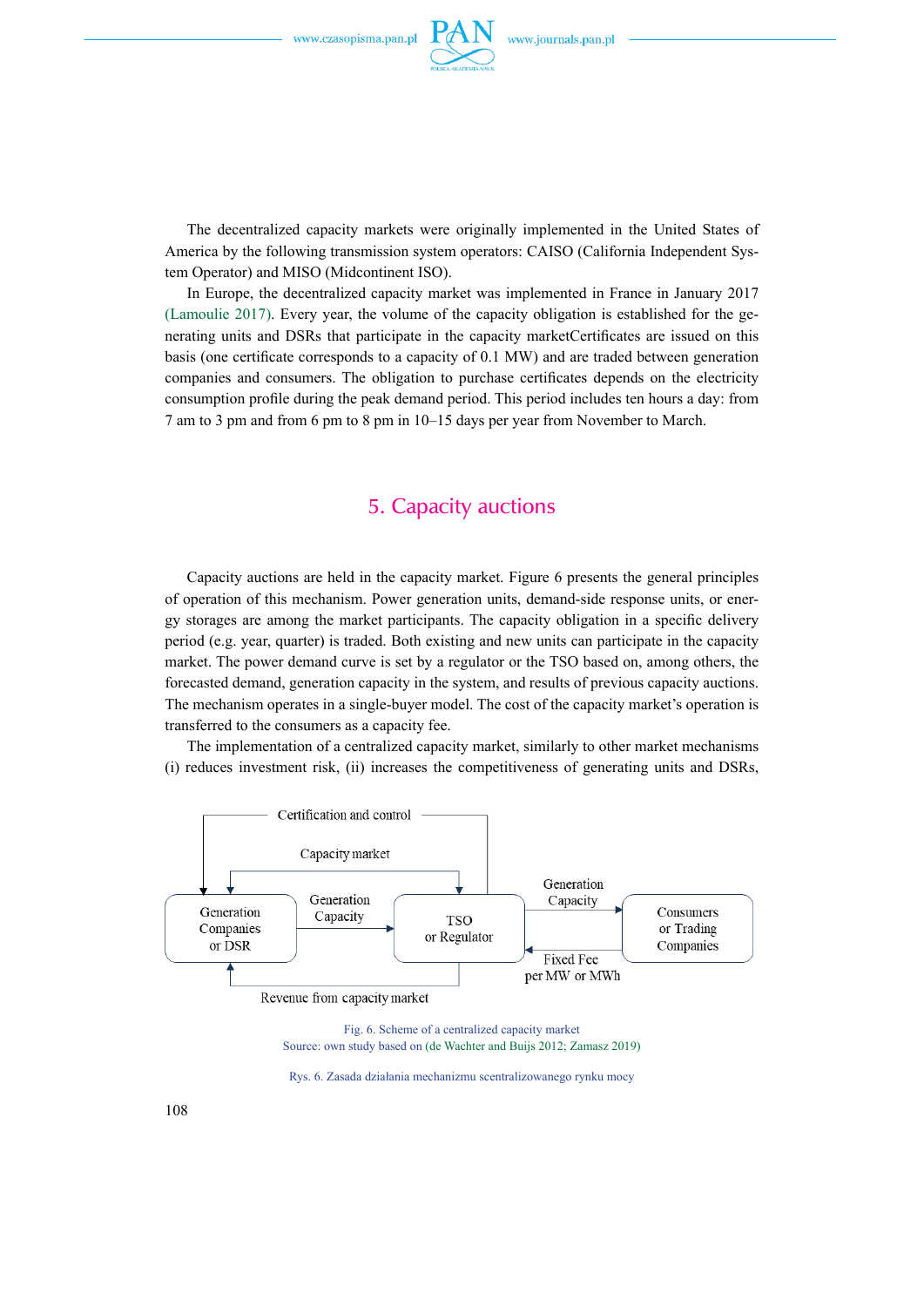The decentralized capacity markets were originally implemented in the United States of America by the following transmission system operators: CAISO (California Independent System Operator) and MISO (Midcontinent ISO).

In Europe, the decentralized capacity market was implemented in France in January 2017 (Lamoulie 2017). Every year, the volume of the capacity obligation is established for the generating units and DSRs that participate in the capacity marketCertificates are issued on this basis (one certificate corresponds to a capacity of 0.1 MW) and are traded between generation companies and consumers. The obligation to purchase certificates depends on the electricity consumption profile during the peak demand period. This period includes ten hours a day: from 7 am to 3 pm and from 6 pm to 8 pm in 10–15 days per year from November to March.

## 5. Capacity auctions

Capacity auctions are held in the capacity market. Figure 6 presents the general principles of operation of this mechanism. Power generation units, demand-side response units, or energy storages are among the market participants. The capacity obligation in a specific delivery period (e.g. year, quarter) is traded. Both existing and new units can participate in the capacity market. The power demand curve is set by a regulator or the TSO based on, among others, the forecasted demand, generation capacity in the system, and results of previous capacity auctions. The mechanism operates in a single-buyer model. The cost of the capacity market's operation is transferred to the consumers as a capacity fee.

The implementation of a centralized capacity market, similarly to other market mechanisms (i) reduces investment risk, (ii) increases the competitiveness of generating units and DSRs,

Certification and control

Capacity market

Generation Companies or DSR

Generation Capacity

TSO or Regulator

Generation Capacity

Consumers or Trading Companies

Fixed Fee per MW or MWh

Revenue from capacity market

Fig. 6. Scheme of a centralized capacity market
Source: own study based on (de Wachter and Buijs 2012; Zamasz 2019)

Rys. 6. Zasada działania mechanizmu scentralizowanego rynku mocy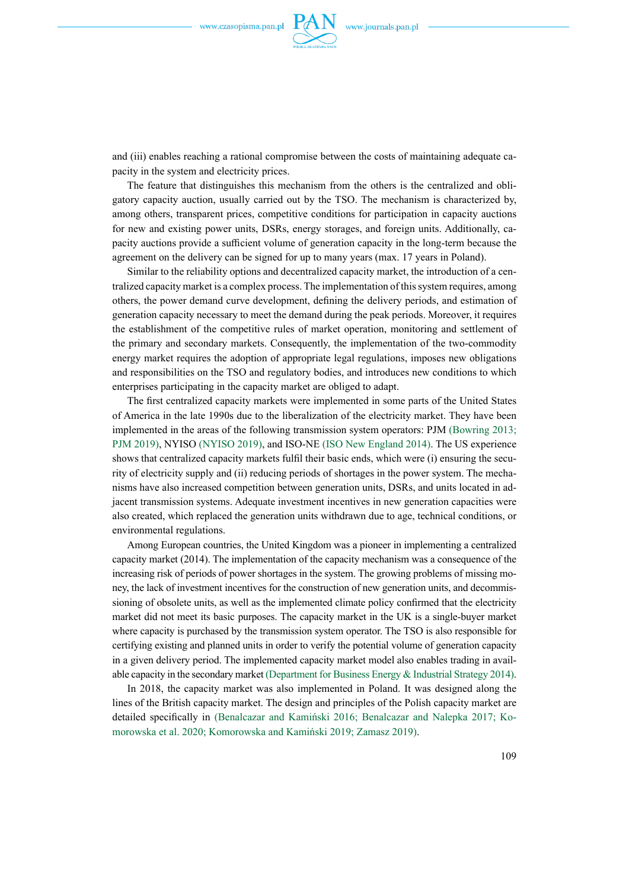and (iii) enables reaching a rational compromise between the costs of maintaining adequate capacity in the system and electricity prices.

The feature that distinguishes this mechanism from the others is the centralized and obligatory capacity auction, usually carried out by the TSO. The mechanism is characterized by, among others, transparent prices, competitive conditions for participation in capacity auctions for new and existing power units, DSRs, energy storages, and foreign units. Additionally, capacity auctions provide a sufficient volume of generation capacity in the long-term because the agreement on the delivery can be signed for up to many years (max. 17 years in Poland).

Similar to the reliability options and decentralized capacity market, the introduction of a centralized capacity market is a complex process. The implementation of this system requires, among others, the power demand curve development, defining the delivery periods, and estimation of generation capacity necessary to meet the demand during the peak periods. Moreover, it requires the establishment of the competitive rules of market operation, monitoring and settlement of the primary and secondary markets. Consequently, the implementation of the two-commodity energy market requires the adoption of appropriate legal regulations, imposes new obligations and responsibilities on the TSO and regulatory bodies, and introduces new conditions to which enterprises participating in the capacity market are obliged to adapt.

The first centralized capacity markets were implemented in some parts of the United States of America in the late 1990s due to the liberalization of the electricity market. They have been implemented in the areas of the following transmission system operators: PJM (Bowring 2013; PJM 2019), NYISO (NYISO 2019), and ISO-NE (ISO New England 2014). The US experience shows that centralized capacity markets fulfil their basic ends, which were (i) ensuring the security of electricity supply and (ii) reducing periods of shortages in the power system. The mechanisms have also increased competition between generation units, DSRs, and units located in adjacent transmission systems. Adequate investment incentives in new generation capacities were also created, which replaced the generation units withdrawn due to age, technical conditions, or environmental regulations.

Among European countries, the United Kingdom was a pioneer in implementing a centralized capacity market (2014). The implementation of the capacity mechanism was a consequence of the increasing risk of periods of power shortages in the system. The growing problems of missing money, the lack of investment incentives for the construction of new generation units, and decommissioning of obsolete units, as well as the implemented climate policy confirmed that the electricity market did not meet its basic purposes. The capacity market in the UK is a single-buyer market where capacity is purchased by the transmission system operator. The TSO is also responsible for certifying existing and planned units in order to verify the potential volume of generation capacity in a given delivery period. The implemented capacity market model also enables trading in available capacity in the secondary market (Department for Business Energy & Industrial Strategy 2014).

In 2018, the capacity market was also implemented in Poland. It was designed along the lines of the British capacity market. The design and principles of the Polish capacity market are detailed specifically in (Benalcazar and Kamiński 2016; Benalcazar and Nalepka 2017; Komorowska et al. 2020; Komorowska and Kamiński 2019; Zamasz 2019).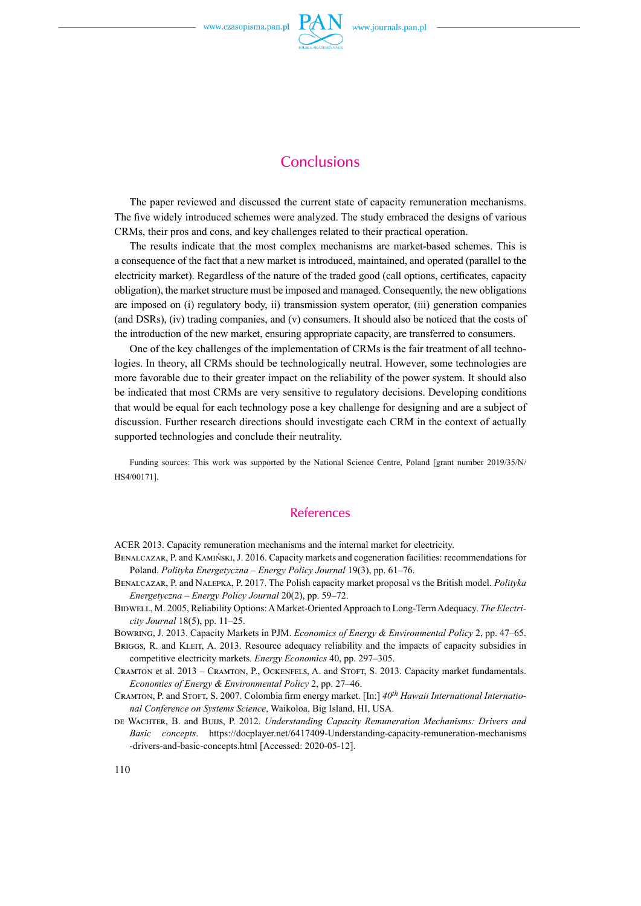## Conclusions

The paper reviewed and discussed the current state of capacity remuneration mechanisms. The five widely introduced schemes were analyzed. The study embraced the designs of various CRMs, their pros and cons, and key challenges related to their practical operation.

The results indicate that the most complex mechanisms are market-based schemes. This is a consequence of the fact that a new market is introduced, maintained, and operated (parallel to the electricity market). Regardless of the nature of the traded good (call options, certificates, capacity obligation), the market structure must be imposed and managed. Consequently, the new obligations are imposed on (i) regulatory body, ii) transmission system operator, (iii) generation companies (and DSRs), (iv) trading companies, and (v) consumers. It should also be noticed that the costs of the introduction of the new market, ensuring appropriate capacity, are transferred to consumers.

One of the key challenges of the implementation of CRMs is the fair treatment of all technologies. In theory, all CRMs should be technologically neutral. However, some technologies are more favorable due to their greater impact on the reliability of the power system. It should also be indicated that most CRMs are very sensitive to regulatory decisions. Developing conditions that would be equal for each technology pose a key challenge for designing and are a subject of discussion. Further research directions should investigate each CRM in the context of actually supported technologies and conclude their neutrality.

Funding sources: This work was supported by the National Science Centre, Poland [grant number 2019/35/N/HS4/00171].

## References

ACER 2013. Capacity remuneration mechanisms and the internal market for electricity.

Benalcazar, P. and Kamiński, J. 2016. Capacity markets and cogeneration facilities: recommendations for Poland. *Polityka Energetyczna – Energy Policy Journal* 19(3), pp. 61–76.

Benalcazar, P. and Nalepka, P. 2017. The Polish capacity market proposal vs the British model. *Polityka Energetyczna – Energy Policy Journal* 20(2), pp. 59–72.

Bidwell, M. 2005, Reliability Options: A Market-Oriented Approach to Long-Term Adequacy. *The Electricity Journal* 18(5), pp. 11–25.

Bowring, J. 2013. Capacity Markets in PJM. *Economics of Energy & Environmental Policy* 2, pp. 47–65.

Briggs, R. and Kleit, A. 2013. Resource adequacy reliability and the impacts of capacity subsidies in competitive electricity markets. *Energy Economics* 40, pp. 297–305.

Cramton et al. 2013 – Cramton, P., Ockenfels, A. and Stoft, S. 2013. Capacity market fundamentals. *Economics of Energy & Environmental Policy* 2, pp. 27–46.

Cramton, P. and Stoft, S. 2007. Colombia firm energy market. [In:] *40th Hawaii International International Conference on Systems Science*, Waikoloa, Big Island, HI, USA.

de Wachter, B. and Buijs, P. 2012. *Understanding Capacity Remuneration Mechanisms: Drivers and Basic concepts*. https://docplayer.net/6417409-Understanding-capacity-remuneration-mechanisms-drivers-and-basic-concepts.html [Accessed: 2020-05-12].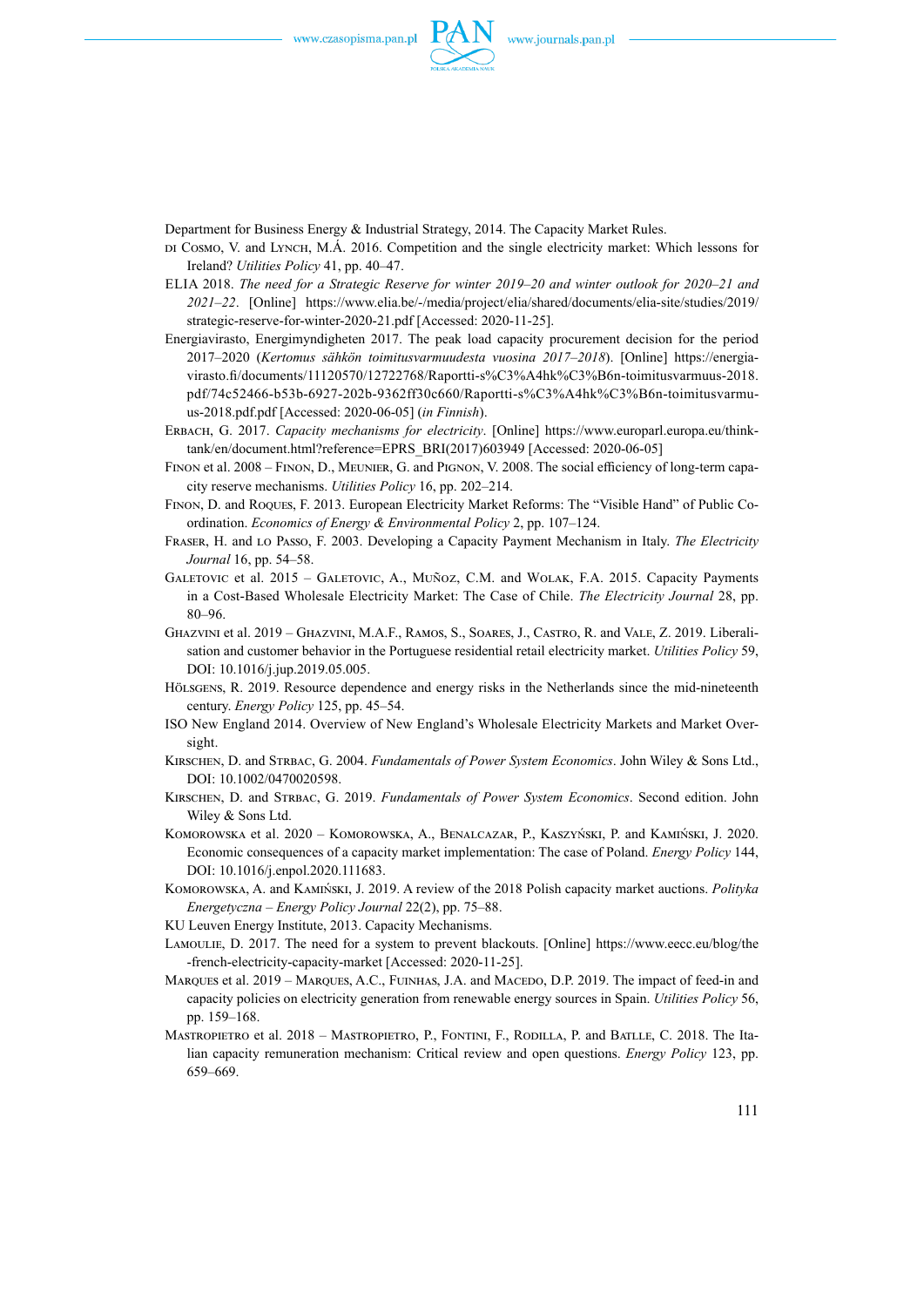Department for Business Energy & Industrial Strategy, 2014. The Capacity Market Rules.

di Cosmo, V. and Lynch, M.Á. 2016. Competition and the single electricity market: Which lessons for Ireland? *Utilities Policy* 41, pp. 40–47.

ELIA 2018. *The need for a Strategic Reserve for winter 2019–20 and winter outlook for 2020–21 and 2021–22*. [Online] https://www.elia.be/-/media/project/elia/shared/documents/elia-site/studies/2019/strategic-reserve-for-winter-2020-21.pdf [Accessed: 2020-11-25].

Energiavirasto, Energimyndigheten 2017. The peak load capacity procurement decision for the period 2017–2020 (*Kertomus sähkön toimitusvarmuudesta vuosina 2017–2018*). [Online] https://energiavirasto.fi/documents/11120570/12722768/Raportti-s%C3%A4hk%C3%B6n-toimitusvarmuus-2018.pdf/74c52466-b53b-6927-202b-9362ff30c660/Raportti-s%C3%A4hk%C3%B6n-toimitusvarmuus-2018.pdf.pdf [Accessed: 2020-06-05] (*in Finnish*).

Erbach, G. 2017. *Capacity mechanisms for electricity*. [Online] https://www.europarl.europa.eu/thinktank/en/document.html?reference=EPRS_BRI(2017)603949 [Accessed: 2020-06-05]

Finon et al. 2008 – Finon, D., Meunier, G. and Pignon, V. 2008. The social efficiency of long-term capacity reserve mechanisms. *Utilities Policy* 16, pp. 202–214.

Finon, D. and Roques, F. 2013. European Electricity Market Reforms: The "Visible Hand" of Public Coordination. *Economics of Energy & Environmental Policy* 2, pp. 107–124.

Fraser, H. and lo Passo, F. 2003. Developing a Capacity Payment Mechanism in Italy. *The Electricity Journal* 16, pp. 54–58.

Galetovic et al. 2015 – Galetovic, A., Muñoz, C.M. and Wolak, F.A. 2015. Capacity Payments in a Cost-Based Wholesale Electricity Market: The Case of Chile. *The Electricity Journal* 28, pp. 80–96.

Ghazvini et al. 2019 – Ghazvini, M.A.F., Ramos, S., Soares, J., Castro, R. and Vale, Z. 2019. Liberalisation and customer behavior in the Portuguese residential retail electricity market. *Utilities Policy* 59, DOI: 10.1016/j.jup.2019.05.005.

Hölsgens, R. 2019. Resource dependence and energy risks in the Netherlands since the mid-nineteenth century. *Energy Policy* 125, pp. 45–54.

ISO New England 2014. Overview of New England's Wholesale Electricity Markets and Market Oversight.

Kirschen, D. and Strbac, G. 2004. *Fundamentals of Power System Economics*. John Wiley & Sons Ltd., DOI: 10.1002/0470020598.

Kirschen, D. and Strbac, G. 2019. *Fundamentals of Power System Economics*. Second edition. John Wiley & Sons Ltd.

Komorowska et al. 2020 – Komorowska, A., Benalcazar, P., Kaszyński, P. and Kamiński, J. 2020. Economic consequences of a capacity market implementation: The case of Poland. *Energy Policy* 144, DOI: 10.1016/j.enpol.2020.111683.

Komorowska, A. and Kamiński, J. 2019. A review of the 2018 Polish capacity market auctions. *Polityka Energetyczna – Energy Policy Journal* 22(2), pp. 75–88.

KU Leuven Energy Institute, 2013. Capacity Mechanisms.

Lamoulie, D. 2017. The need for a system to prevent blackouts. [Online] https://www.eecc.eu/blog/the-french-electricity-capacity-market [Accessed: 2020-11-25].

Marques et al. 2019 – Marques, A.C., Fuinhas, J.A. and Macedo, D.P. 2019. The impact of feed-in and capacity policies on electricity generation from renewable energy sources in Spain. *Utilities Policy* 56, pp. 159–168.

Mastropietro et al. 2018 – Mastropietro, P., Fontini, F., Rodilla, P. and Batlle, C. 2018. The Italian capacity remuneration mechanism: Critical review and open questions. *Energy Policy* 123, pp. 659–669.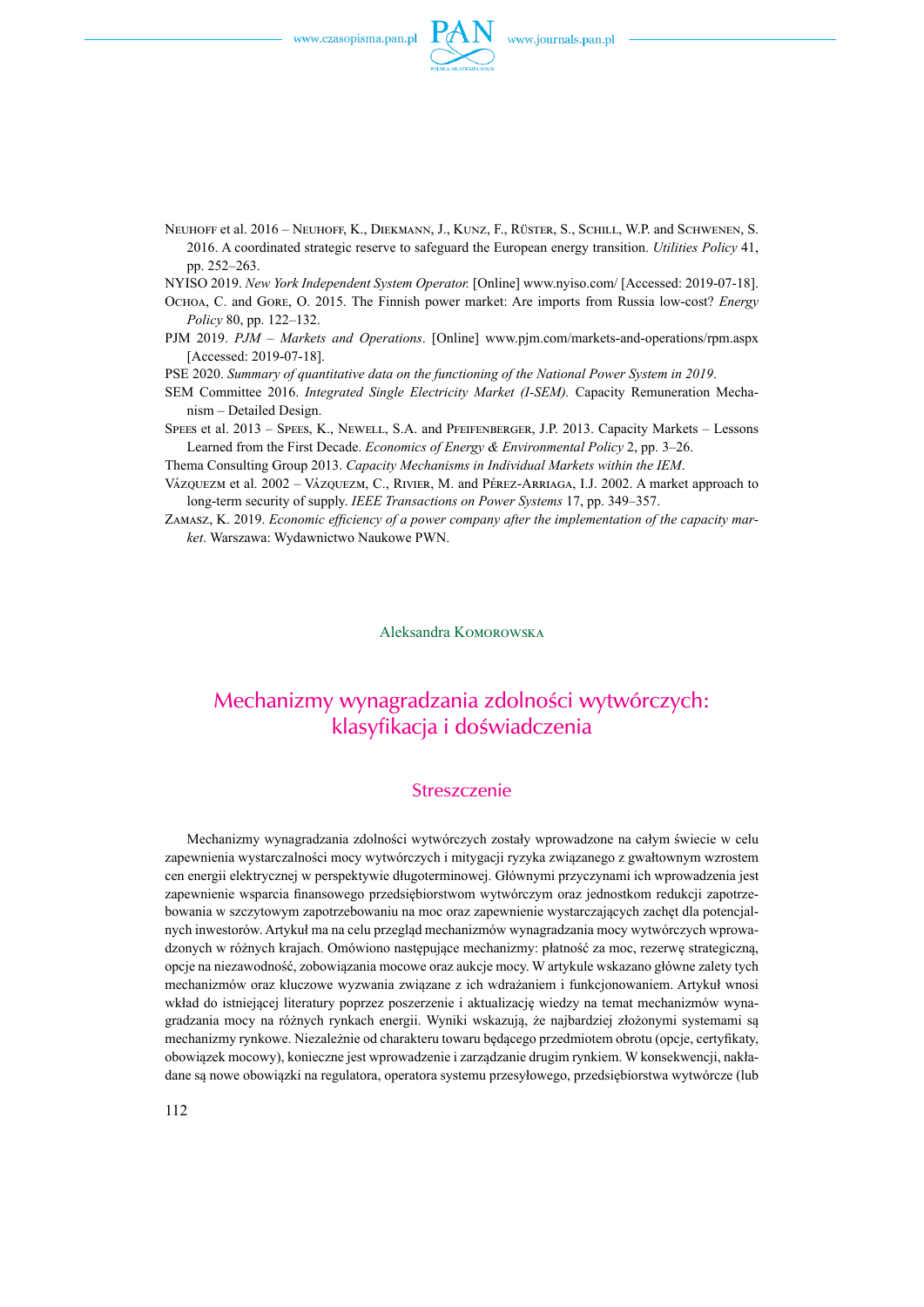Neuhoff et al. 2016 – Neuhoff, K., Diekmann, J., Kunz, F., Rüster, S., Schill, W.P. and Schwenen, S. 2016. A coordinated strategic reserve to safeguard the European energy transition. *Utilities Policy* 41, pp. 252–263.

NYISO 2019. *New York Independent System Operator.* [Online] www.nyiso.com/ [Accessed: 2019-07-18].

Ochoa, C. and Gore, O. 2015. The Finnish power market: Are imports from Russia low-cost? *Energy Policy* 80, pp. 122–132.

PJM 2019. *PJM – Markets and Operations*. [Online] www.pjm.com/markets-and-operations/rpm.aspx [Accessed: 2019-07-18].

PSE 2020. *Summary of quantitative data on the functioning of the National Power System in 2019*.

SEM Committee 2016. *Integrated Single Electricity Market (I-SEM).* Capacity Remuneration Mechanism – Detailed Design.

Spees et al. 2013 – Spees, K., Newell, S.A. and Pfeifenberger, J.P. 2013. Capacity Markets – Lessons Learned from the First Decade. *Economics of Energy & Environmental Policy* 2, pp. 3–26.

Thema Consulting Group 2013. *Capacity Mechanisms in Individual Markets within the IEM*.

Vázquezm et al. 2002 – Vázquezm, C., Rivier, M. and Pérez-Arriaga, I.J. 2002. A market approach to long-term security of supply. *IEEE Transactions on Power Systems* 17, pp. 349–357.

Zamasz, K. 2019. *Economic efficiency of a power company after the implementation of the capacity market*. Warszawa: Wydawnictwo Naukowe PWN.

Aleksandra Komorowska

# Mechanizmy wynagradzania zdolności wytwórczych: klasyfikacja i doświadczenia

## Streszczenie

Mechanizmy wynagradzania zdolności wytwórczych zostały wprowadzone na całym świecie w celu zapewnienia wystarczalności mocy wytwórczych i mitygacji ryzyka związanego z gwałtownym wzrostem cen energii elektrycznej w perspektywie długoterminowej. Głównymi przyczynami ich wprowadzenia jest zapewnienie wsparcia finansowego przedsiębiorstwom wytwórczym oraz jednostkom redukcji zapotrzebowania w szczytowym zapotrzebowaniu na moc oraz zapewnienie wystarczających zachęt dla potencjalnych inwestorów. Artykuł ma na celu przegląd mechanizmów wynagradzania mocy wytwórczych wprowadzonych w różnych krajach. Omówiono następujące mechanizmy: płatność za moc, rezerwę strategiczną, opcje na niezawodność, zobowiązania mocowe oraz aukcje mocy. W artykule wskazano główne zalety tych mechanizmów oraz kluczowe wyzwania związane z ich wdrażaniem i funkcjonowaniem. Artykuł wnosi wkład do istniejącej literatury poprzez poszerzenie i aktualizację wiedzy na temat mechanizmów wynagradzania mocy na różnych rynkach energii. Wyniki wskazują, że najbardziej złożonymi systemami są mechanizmy rynkowe. Niezależnie od charakteru towaru będącego przedmiotem obrotu (opcje, certyfikaty, obowiązek mocowy), konieczne jest wprowadzenie i zarządzanie drugim rynkiem. W konsekwencji, nakładane są nowe obowiązki na regulatora, operatora systemu przesyłowego, przedsiębiorstwa wytwórcze (lub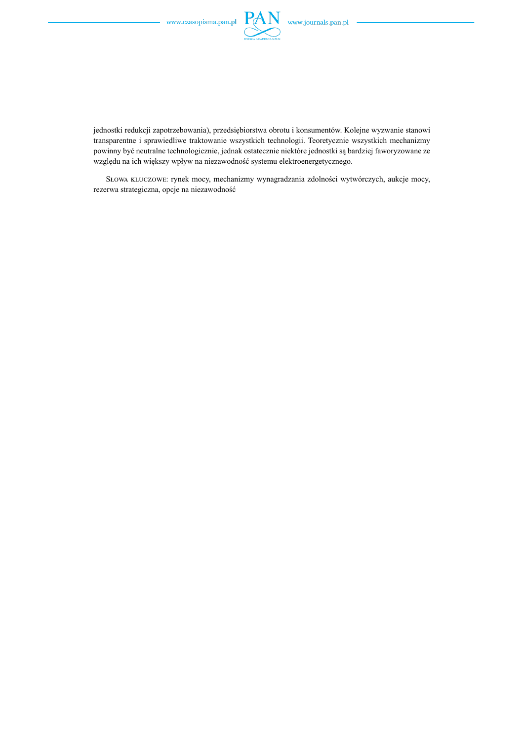jednostki redukcji zapotrzebowania), przedsiębiorstwa obrotu i konsumentów. Kolejne wyzwanie stanowi transparentne i sprawiedliwe traktowanie wszystkich technologii. Teoretycznie wszystkich mechanizmy powinny być neutralne technologicznie, jednak ostatecznie niektóre jednostki są bardziej faworyzowane ze względu na ich większy wpływ na niezawodność systemu elektroenergetycznego.

Słowa kluczowe: rynek mocy, mechanizmy wynagradzania zdolności wytwórczych, aukcje mocy, rezerwa strategiczna, opcje na niezawodność